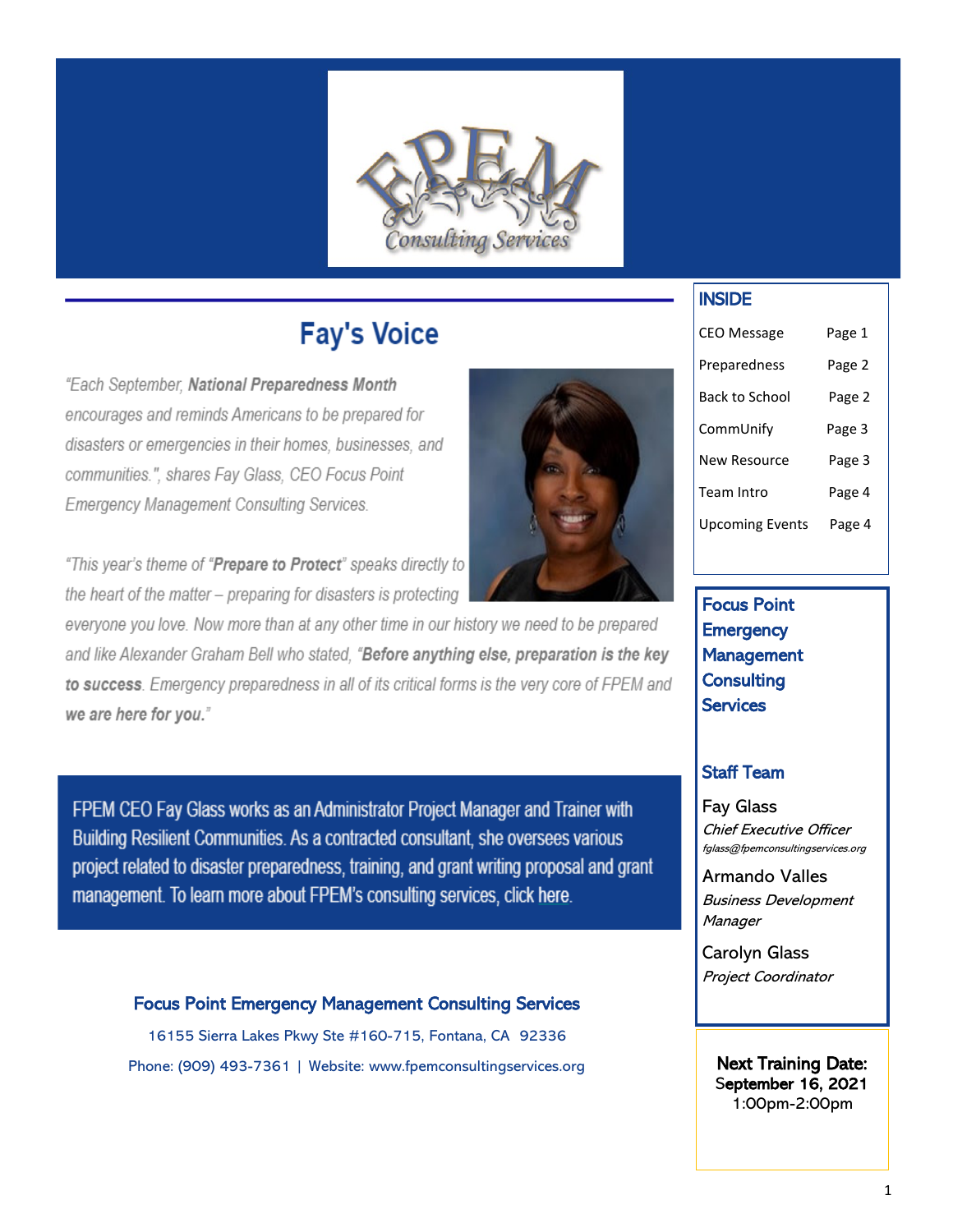# Fay's Voice

*"Each September, **National Preparedness Month** encourages and reminds Americans to be prepared for disasters or emergencies in their homes, businesses, and communities.", shares Fay Glass, CEO Focus Point Emergency Management Consulting Services.*

*"This year's theme of "**Prepare to Protect**" speaks directly to the heart of the matter – preparing for disasters is protecting everyone you love. Now more than at any other time in our history we need to be prepared and like Alexander Graham Bell who stated, "**Before anything else, preparation is the key to success**. Emergency preparedness in all of its critical forms is the very core of FPEM and **we are here for you.**"*

FPEM CEO Fay Glass works as an Administrator Project Manager and Trainer with Building Resilient Communities. As a contracted consultant, she oversees various project related to disaster preparedness, training, and grant writing proposal and grant management. To learn more about FPEM's consulting services, click here.

**Focus Point Emergency Management Consulting Services**

16155 Sierra Lakes Pkwy Ste #160-715, Fontana, CA 92336

Phone: (909) 493-7361 | Website: www.fpemconsultingservices.org

## INSIDE

| | |
|---|---|
| CEO Message | Page 1 |
| Preparedness | Page 2 |
| Back to School | Page 2 |
| CommUnify | Page 3 |
| New Resource | Page 3 |
| Team Intro | Page 4 |
| Upcoming Events | Page 4 |

## Focus Point Emergency Management Consulting Services

### Staff Team

Fay Glass
*Chief Executive Officer*
*fglass@fpemconsultingservices.org*

Armando Valles
*Business Development Manager*

Carolyn Glass
*Project Coordinator*

**Next Training Date:**
**September 16, 2021**
1:00pm-2:00pm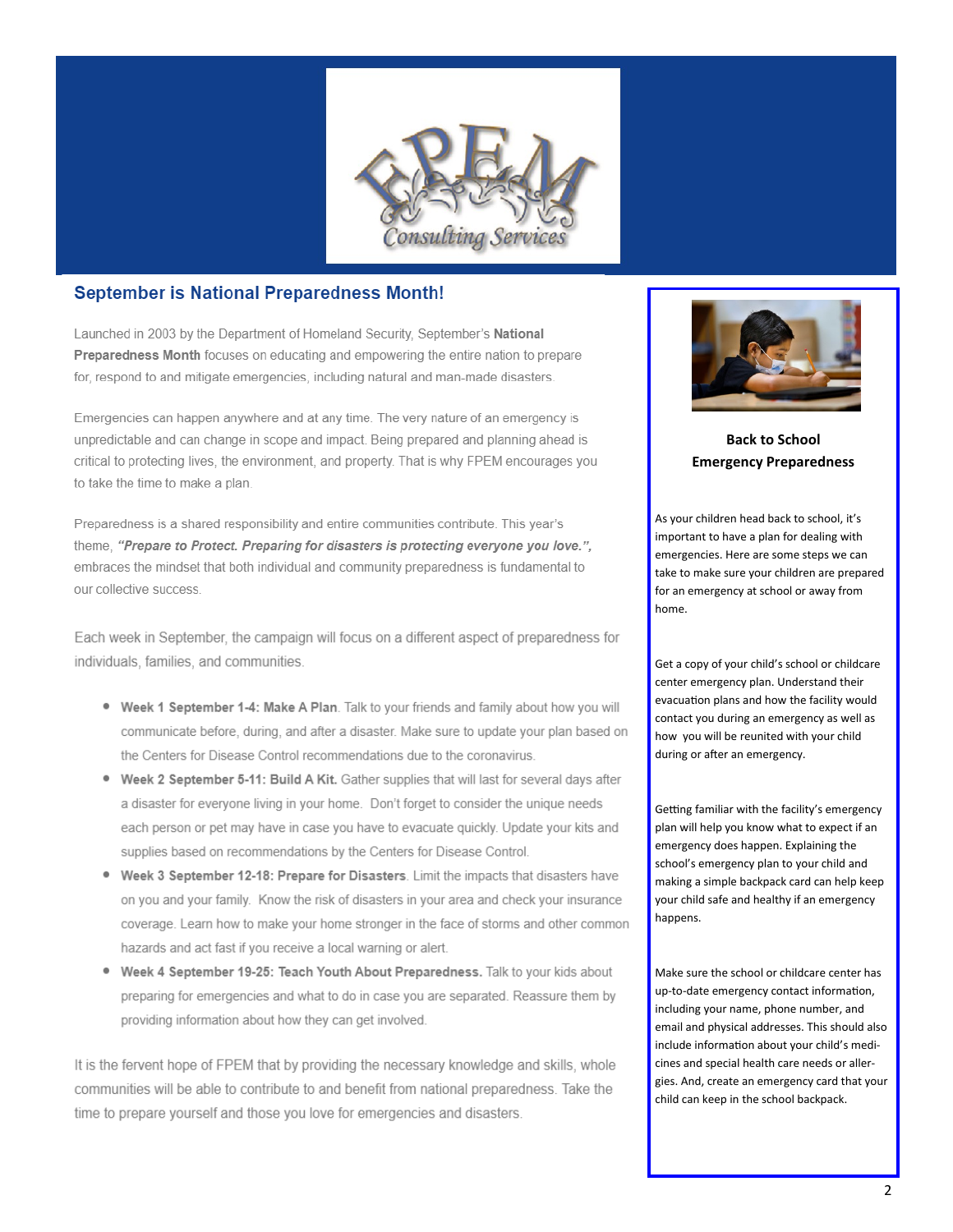FPEM Consulting Services

## September is National Preparedness Month!

Launched in 2003 by the Department of Homeland Security, September's **National Preparedness Month** focuses on educating and empowering the entire nation to prepare for, respond to and mitigate emergencies, including natural and man-made disasters.

Emergencies can happen anywhere and at any time. The very nature of an emergency is unpredictable and can change in scope and impact. Being prepared and planning ahead is critical to protecting lives, the environment, and property. That is why FPEM encourages you to take the time to make a plan.

Preparedness is a shared responsibility and entire communities contribute. This year's theme, ***"Prepare to Protect. Preparing for disasters is protecting everyone you love."***, embraces the mindset that both individual and community preparedness is fundamental to our collective success.

Each week in September, the campaign will focus on a different aspect of preparedness for individuals, families, and communities.

- **Week 1 September 1-4: Make A Plan**. Talk to your friends and family about how you will communicate before, during, and after a disaster. Make sure to update your plan based on the Centers for Disease Control recommendations due to the coronavirus.
- **Week 2 September 5-11: Build A Kit.** Gather supplies that will last for several days after a disaster for everyone living in your home. Don't forget to consider the unique needs each person or pet may have in case you have to evacuate quickly. Update your kits and supplies based on recommendations by the Centers for Disease Control.
- **Week 3 September 12-18: Prepare for Disasters**. Limit the impacts that disasters have on you and your family. Know the risk of disasters in your area and check your insurance coverage. Learn how to make your home stronger in the face of storms and other common hazards and act fast if you receive a local warning or alert.
- **Week 4 September 19-25: Teach Youth About Preparedness.** Talk to your kids about preparing for emergencies and what to do in case you are separated. Reassure them by providing information about how they can get involved.

It is the fervent hope of FPEM that by providing the necessary knowledge and skills, whole communities will be able to contribute to and benefit from national preparedness. Take the time to prepare yourself and those you love for emergencies and disasters.

### Back to School Emergency Preparedness

As your children head back to school, it's important to have a plan for dealing with emergencies. Here are some steps we can take to make sure your children are prepared for an emergency at school or away from home.

Get a copy of your child's school or childcare center emergency plan. Understand their evacuation plans and how the facility would contact you during an emergency as well as how you will be reunited with your child during or after an emergency.

Getting familiar with the facility's emergency plan will help you know what to expect if an emergency does happen. Explaining the school's emergency plan to your child and making a simple backpack card can help keep your child safe and healthy if an emergency happens.

Make sure the school or childcare center has up-to-date emergency contact information, including your name, phone number, and email and physical addresses. This should also include information about your child's medicines and special health care needs or allergies. And, create an emergency card that your child can keep in the school backpack.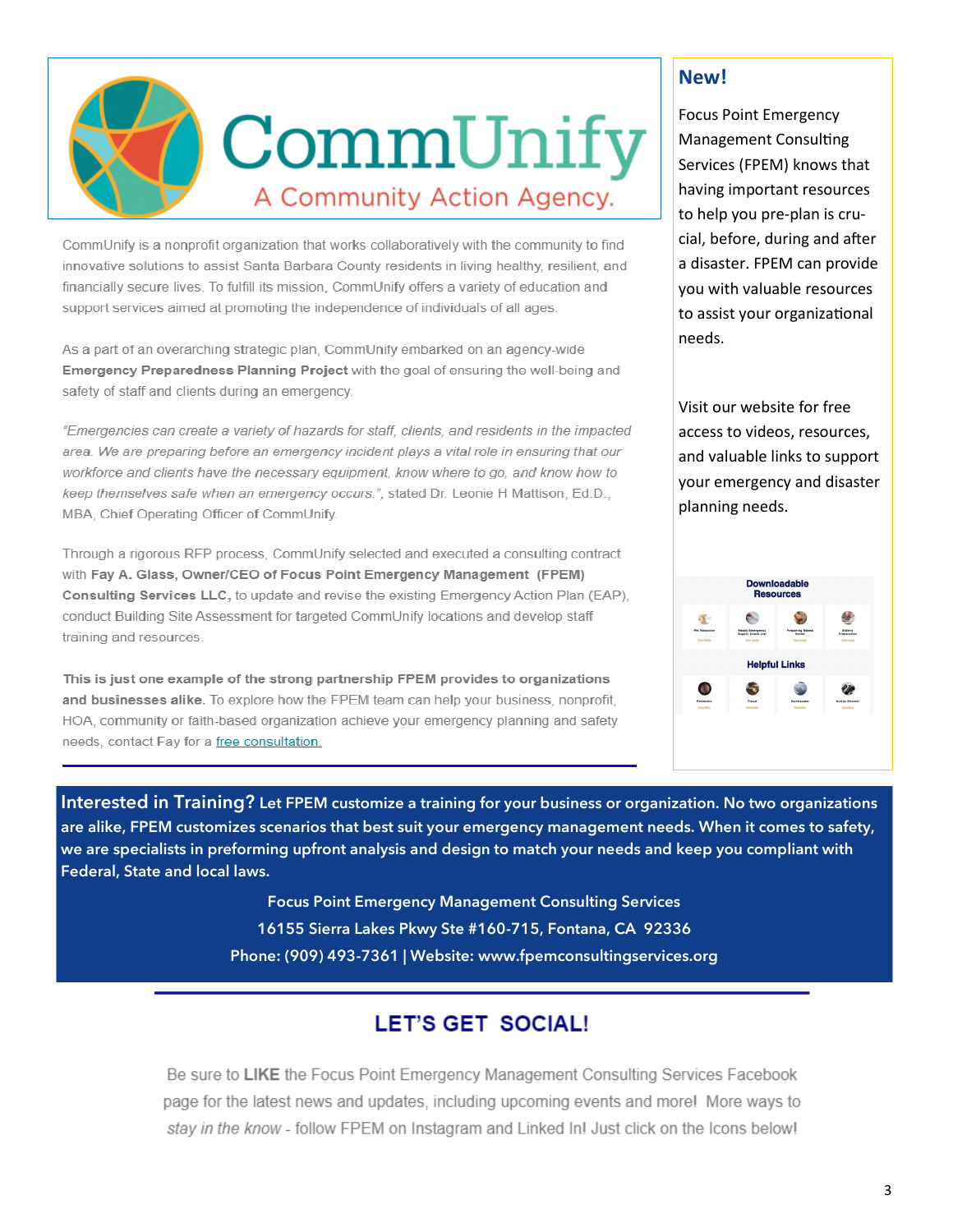# CommUnify

A Community Action Agency.

CommUnify is a nonprofit organization that works collaboratively with the community to find innovative solutions to assist Santa Barbara County residents in living healthy, resilient, and financially secure lives. To fulfill its mission, CommUnify offers a variety of education and support services aimed at promoting the independence of individuals of all ages.

As a part of an overarching strategic plan, CommUnify embarked on an agency-wide **Emergency Preparedness Planning Project** with the goal of ensuring the well-being and safety of staff and clients during an emergency.

*"Emergencies can create a variety of hazards for staff, clients, and residents in the impacted area. We are preparing before an emergency incident plays a vital role in ensuring that our workforce and clients have the necessary equipment, know where to go, and know how to keep themselves safe when an emergency occurs."*, stated Dr. Leonie H Mattison, Ed.D., MBA, Chief Operating Officer of CommUnify.

Through a rigorous RFP process, CommUnify selected and executed a consulting contract with **Fay A. Glass, Owner/CEO of Focus Point Emergency Management (FPEM) Consulting Services LLC,** to update and revise the existing Emergency Action Plan (EAP), conduct Building Site Assessment for targeted CommUnify locations and develop staff training and resources.

**This is just one example of the strong partnership FPEM provides to organizations and businesses alike.** To explore how the FPEM team can help your business, nonprofit, HOA, community or faith-based organization achieve your emergency planning and safety needs, contact Fay for a free consultation.

## New!

Focus Point Emergency Management Consulting Services (FPEM) knows that having important resources to help you pre-plan is crucial, before, during and after a disaster. FPEM can provide you with valuable resources to assist your organizational needs.

Visit our website for free access to videos, resources, and valuable links to support your emergency and disaster planning needs.

**Downloadable Resources**

**Helpful Links**

**Interested in Training?** **Let FPEM customize a training for your business or organization. No two organizations are alike, FPEM customizes scenarios that best suit your emergency management needs. When it comes to safety, we are specialists in preforming upfront analysis and design to match your needs and keep you compliant with Federal, State and local laws.**

**Focus Point Emergency Management Consulting Services**
**16155 Sierra Lakes Pkwy Ste #160-715, Fontana, CA 92336**
**Phone: (909) 493-7361 | Website: www.fpemconsultingservices.org**

## LET'S GET SOCIAL!

Be sure to **LIKE** the Focus Point Emergency Management Consulting Services Facebook page for the latest news and updates, including upcoming events and more! More ways to *stay in the know* - follow FPEM on Instagram and Linked In! Just click on the Icons below!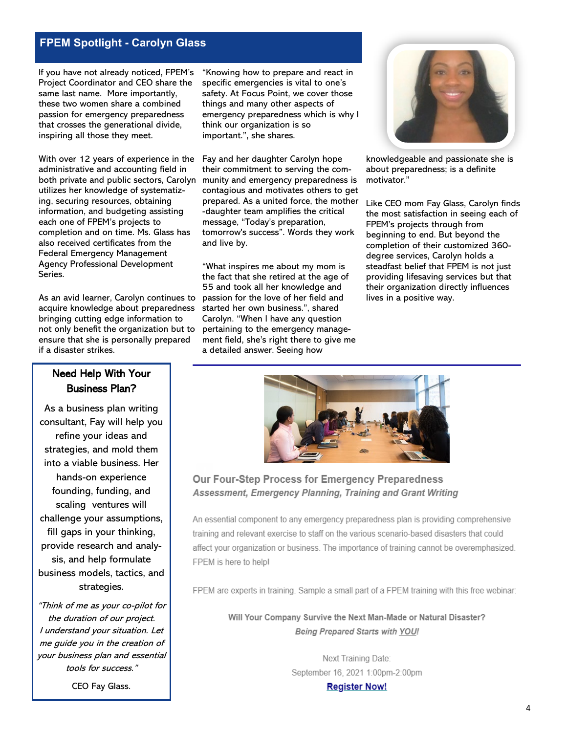## FPEM Spotlight - Carolyn Glass

If you have not already noticed, FPEM's Project Coordinator and CEO share the same last name. More importantly, these two women share a combined passion for emergency preparedness that crosses the generational divide, inspiring all those they meet.

With over 12 years of experience in the administrative and accounting field in both private and public sectors, Carolyn utilizes her knowledge of systematizing, securing resources, obtaining information, and budgeting assisting each one of FPEM's projects to completion and on time. Ms. Glass has also received certificates from the Federal Emergency Management Agency Professional Development Series.

As an avid learner, Carolyn continues to acquire knowledge about preparedness bringing cutting edge information to not only benefit the organization but to ensure that she is personally prepared if a disaster strikes.

"Knowing how to prepare and react in specific emergencies is vital to one's safety. At Focus Point, we cover those things and many other aspects of emergency preparedness which is why I think our organization is so important.", she shares.

Fay and her daughter Carolyn hope their commitment to serving the community and emergency preparedness is contagious and motivates others to get prepared. As a united force, the mother-daughter team amplifies the critical message, "Today's preparation, tomorrow's success". Words they work and live by.

"What inspires me about my mom is the fact that she retired at the age of 55 and took all her knowledge and passion for the love of her field and started her own business.", shared Carolyn. "When I have any question pertaining to the emergency management field, she's right there to give me a detailed answer. Seeing how knowledgeable and passionate she is about preparedness; is a definite motivator."

Like CEO mom Fay Glass, Carolyn finds the most satisfaction in seeing each of FPEM's projects through from beginning to end. But beyond the completion of their customized 360-degree services, Carolyn holds a steadfast belief that FPEM is not just providing lifesaving services but that their organization directly influences lives in a positive way.

### Need Help With Your Business Plan?

As a business plan writing consultant, Fay will help you refine your ideas and strategies, and mold them into a viable business. Her hands-on experience founding, funding, and scaling ventures will challenge your assumptions, fill gaps in your thinking, provide research and analysis, and help formulate business models, tactics, and strategies.

*"Think of me as your co-pilot for the duration of our project. I understand your situation. Let me guide you in the creation of your business plan and essential tools for success."*

CEO Fay Glass.

### Our Four-Step Process for Emergency Preparedness

***Assessment, Emergency Planning, Training and Grant Writing***

An essential component to any emergency preparedness plan is providing comprehensive training and relevant exercise to staff on the various scenario-based disasters that could affect your organization or business. The importance of training cannot be overemphasized. FPEM is here to help!

FPEM are experts in training. Sample a small part of a FPEM training with this free webinar:

**Will Your Company Survive the Next Man-Made or Natural Disaster?**

***Being Prepared Starts with YOU!***

Next Training Date:
September 16, 2021 1:00pm-2:00pm

**Register Now!**